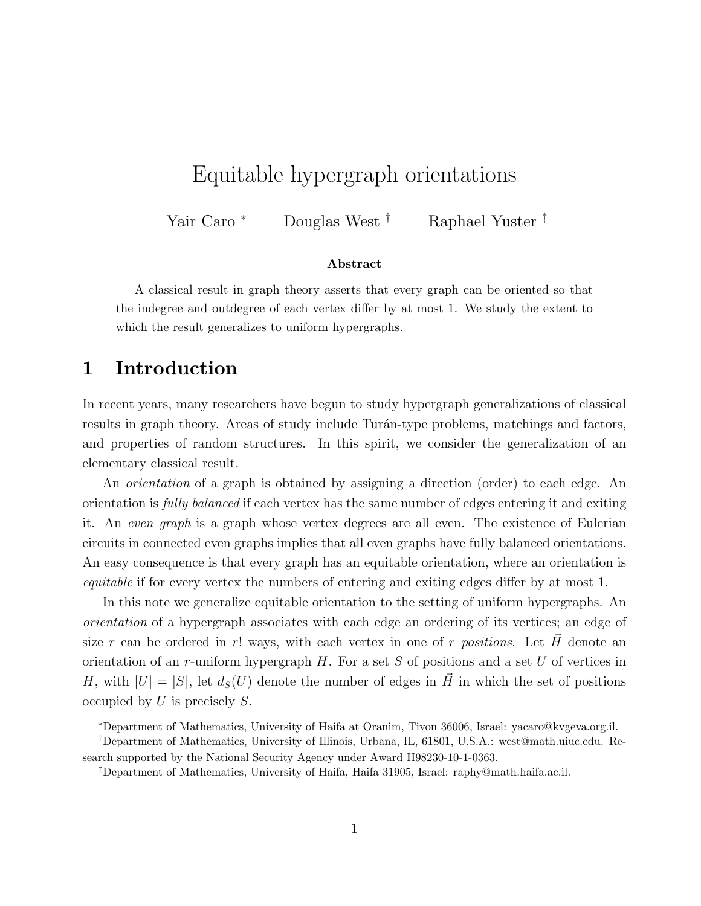# Equitable hypergraph orientations

Yair Caro [*] Douglas West [†] Raphael Yuster [‡]

**Abstract**

A classical result in graph theory asserts that every graph can be oriented so that the indegree and outdegree of each vertex differ by at most 1. We study the extent to which the result generalizes to uniform hypergraphs.

## 1 Introduction

In recent years, many researchers have begun to study hypergraph generalizations of classical results in graph theory. Areas of study include Turán-type problems, matchings and factors, and properties of random structures. In this spirit, we consider the generalization of an elementary classical result.

An *orientation* of a graph is obtained by assigning a direction (order) to each edge. An orientation is *fully balanced* if each vertex has the same number of edges entering it and exiting it. An *even graph* is a graph whose vertex degrees are all even. The existence of Eulerian circuits in connected even graphs implies that all even graphs have fully balanced orientations. An easy consequence is that every graph has an equitable orientation, where an orientation is *equitable* if for every vertex the numbers of entering and exiting edges differ by at most 1.

In this note we generalize equitable orientation to the setting of uniform hypergraphs. An *orientation* of a hypergraph associates with each edge an ordering of its vertices; an edge of size $r$ can be ordered in $r!$ ways, with each vertex in one of $r$ *positions*. Let $\vec{H}$ denote an orientation of an $r$-uniform hypergraph $H$. For a set $S$ of positions and a set $U$ of vertices in $H$, with $|U| = |S|$, let $d_S(U)$ denote the number of edges in $\vec{H}$ in which the set of positions occupied by $U$ is precisely $S$.

---

[*] Department of Mathematics, University of Haifa at Oranim, Tivon 36006, Israel: yacaro@kvgeva.org.il.

[†] Department of Mathematics, University of Illinois, Urbana, IL, 61801, U.S.A.: west@math.uiuc.edu. Research supported by the National Security Agency under Award H98230-10-1-0363.

[‡] Department of Mathematics, University of Haifa, Haifa 31905, Israel: raphy@math.haifa.ac.il.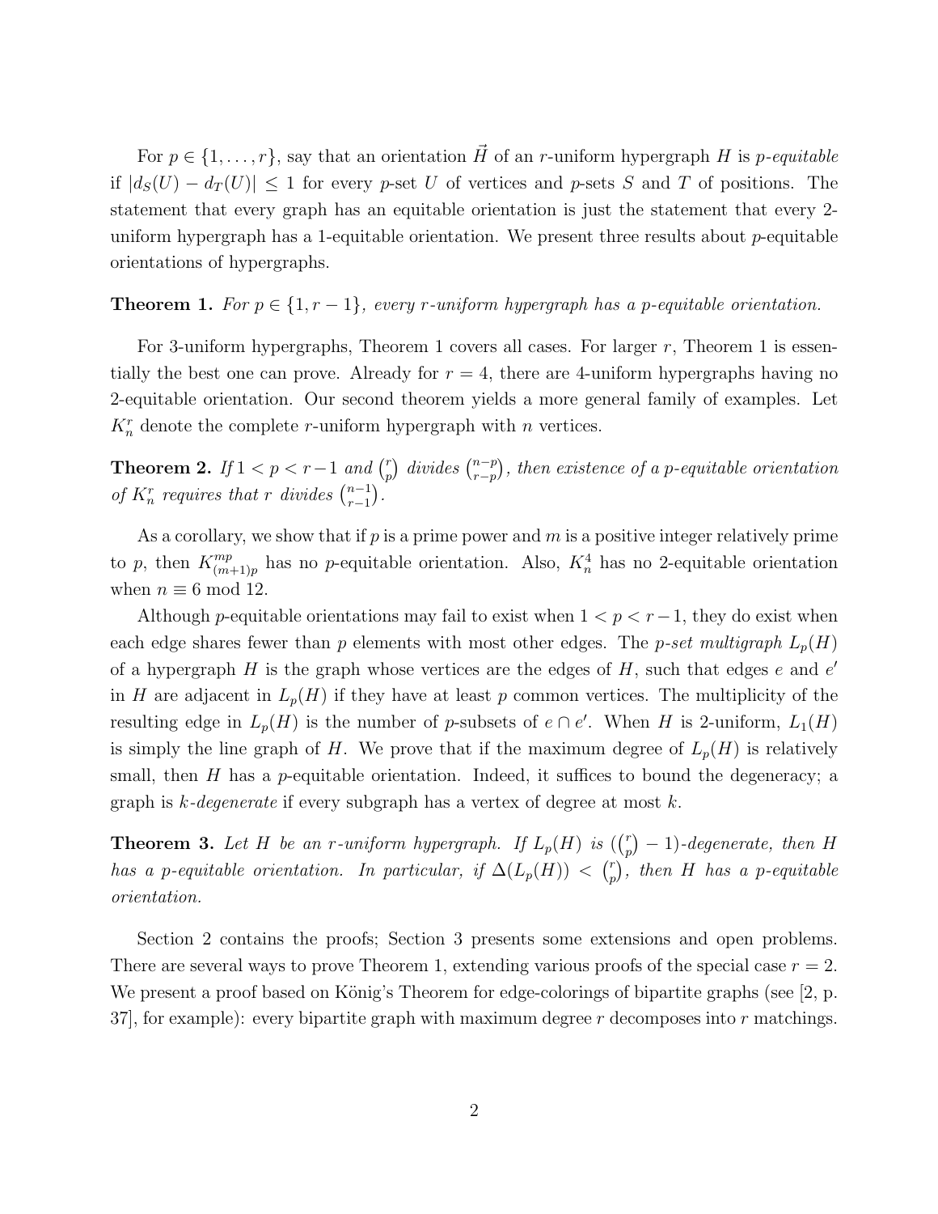For $p \in \{1, \ldots, r\}$, say that an orientation $\vec{H}$ of an $r$-uniform hypergraph $H$ is *p-equitable* if $|d_S(U) - d_T(U)| \leq 1$ for every $p$-set $U$ of vertices and $p$-sets $S$ and $T$ of positions. The statement that every graph has an equitable orientation is just the statement that every 2-uniform hypergraph has a 1-equitable orientation. We present three results about $p$-equitable orientations of hypergraphs.

**Theorem 1.** *For $p \in \{1, r-1\}$, every $r$-uniform hypergraph has a $p$-equitable orientation.*

For 3-uniform hypergraphs, Theorem 1 covers all cases. For larger $r$, Theorem 1 is essentially the best one can prove. Already for $r = 4$, there are 4-uniform hypergraphs having no 2-equitable orientation. Our second theorem yields a more general family of examples. Let $K_n^r$ denote the complete $r$-uniform hypergraph with $n$ vertices.

**Theorem 2.** *If $1 < p < r-1$ and $\binom{r}{p}$ divides $\binom{n-p}{r-p}$, then existence of a $p$-equitable orientation of $K_n^r$ requires that $r$ divides $\binom{n-1}{r-1}$.*

As a corollary, we show that if $p$ is a prime power and $m$ is a positive integer relatively prime to $p$, then $K_{(m+1)p}^{mp}$ has no $p$-equitable orientation. Also, $K_n^4$ has no 2-equitable orientation when $n \equiv 6 \bmod 12$.

Although $p$-equitable orientations may fail to exist when $1 < p < r-1$, they do exist when each edge shares fewer than $p$ elements with most other edges. The *p-set multigraph* $L_p(H)$ of a hypergraph $H$ is the graph whose vertices are the edges of $H$, such that edges $e$ and $e'$ in $H$ are adjacent in $L_p(H)$ if they have at least $p$ common vertices. The multiplicity of the resulting edge in $L_p(H)$ is the number of $p$-subsets of $e \cap e'$. When $H$ is 2-uniform, $L_1(H)$ is simply the line graph of $H$. We prove that if the maximum degree of $L_p(H)$ is relatively small, then $H$ has a $p$-equitable orientation. Indeed, it suffices to bound the degeneracy; a graph is *k-degenerate* if every subgraph has a vertex of degree at most $k$.

**Theorem 3.** *Let $H$ be an $r$-uniform hypergraph. If $L_p(H)$ is $(\binom{r}{p} - 1)$-degenerate, then $H$ has a $p$-equitable orientation. In particular, if $\Delta(L_p(H)) < \binom{r}{p}$, then $H$ has a $p$-equitable orientation.*

Section 2 contains the proofs; Section 3 presents some extensions and open problems. There are several ways to prove Theorem 1, extending various proofs of the special case $r = 2$. We present a proof based on König's Theorem for edge-colorings of bipartite graphs (see [2, p. 37], for example): every bipartite graph with maximum degree $r$ decomposes into $r$ matchings.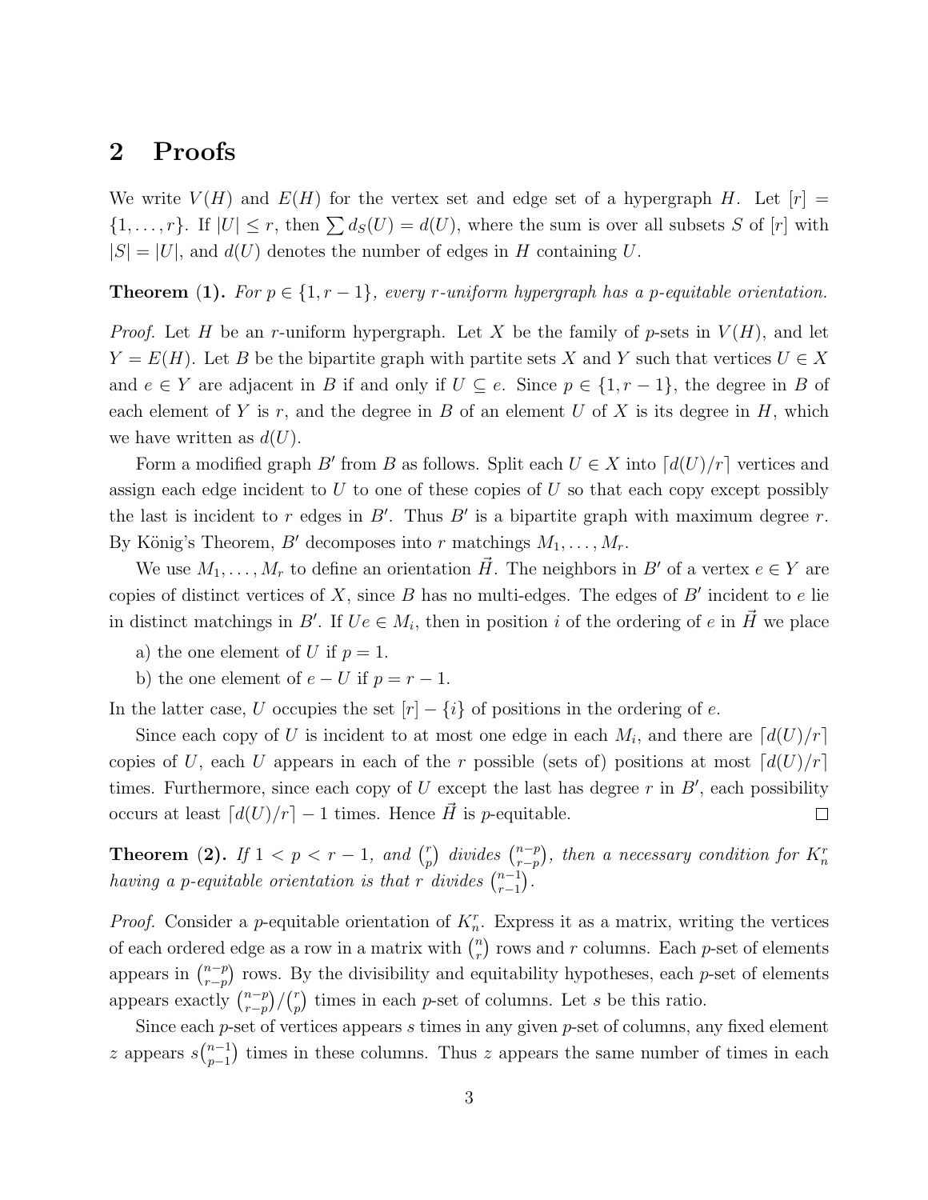## 2 Proofs

We write $V(H)$ and $E(H)$ for the vertex set and edge set of a hypergraph $H$. Let $[r] = \{1, \ldots, r\}$. If $|U| \le r$, then $\sum d_S(U) = d(U)$, where the sum is over all subsets $S$ of $[r]$ with $|S| = |U|$, and $d(U)$ denotes the number of edges in $H$ containing $U$.

**Theorem (1).** *For $p \in \{1, r-1\}$, every $r$-uniform hypergraph has a $p$-equitable orientation.*

*Proof.* Let $H$ be an $r$-uniform hypergraph. Let $X$ be the family of $p$-sets in $V(H)$, and let $Y = E(H)$. Let $B$ be the bipartite graph with partite sets $X$ and $Y$ such that vertices $U \in X$ and $e \in Y$ are adjacent in $B$ if and only if $U \subseteq e$. Since $p \in \{1, r-1\}$, the degree in $B$ of each element of $Y$ is $r$, and the degree in $B$ of an element $U$ of $X$ is its degree in $H$, which we have written as $d(U)$.

Form a modified graph $B'$ from $B$ as follows. Split each $U \in X$ into $\lceil d(U)/r \rceil$ vertices and assign each edge incident to $U$ to one of these copies of $U$ so that each copy except possibly the last is incident to $r$ edges in $B'$. Thus $B'$ is a bipartite graph with maximum degree $r$. By König's Theorem, $B'$ decomposes into $r$ matchings $M_1, \ldots, M_r$.

We use $M_1, \ldots, M_r$ to define an orientation $\vec{H}$. The neighbors in $B'$ of a vertex $e \in Y$ are copies of distinct vertices of $X$, since $B$ has no multi-edges. The edges of $B'$ incident to $e$ lie in distinct matchings in $B'$. If $Ue \in M_i$, then in position $i$ of the ordering of $e$ in $\vec{H}$ we place

a) the one element of $U$ if $p = 1$.

b) the one element of $e - U$ if $p = r - 1$.

In the latter case, $U$ occupies the set $[r] - \{i\}$ of positions in the ordering of $e$.

Since each copy of $U$ is incident to at most one edge in each $M_i$, and there are $\lceil d(U)/r \rceil$ copies of $U$, each $U$ appears in each of the $r$ possible (sets of) positions at most $\lceil d(U)/r \rceil$ times. Furthermore, since each copy of $U$ except the last has degree $r$ in $B'$, each possibility occurs at least $\lceil d(U)/r \rceil - 1$ times. Hence $\vec{H}$ is $p$-equitable. $\square$

**Theorem (2).** *If $1 < p < r - 1$, and $\binom{r}{p}$ divides $\binom{n-p}{r-p}$, then a necessary condition for $K_n^r$ having a $p$-equitable orientation is that $r$ divides $\binom{n-1}{r-1}$.*

*Proof.* Consider a $p$-equitable orientation of $K_n^r$. Express it as a matrix, writing the vertices of each ordered edge as a row in a matrix with $\binom{n}{r}$ rows and $r$ columns. Each $p$-set of elements appears in $\binom{n-p}{r-p}$ rows. By the divisibility and equitability hypotheses, each $p$-set of elements appears exactly $\binom{n-p}{r-p}/\binom{r}{p}$ times in each $p$-set of columns. Let $s$ be this ratio.

Since each $p$-set of vertices appears $s$ times in any given $p$-set of columns, any fixed element $z$ appears $s\binom{n-1}{p-1}$ times in these columns. Thus $z$ appears the same number of times in each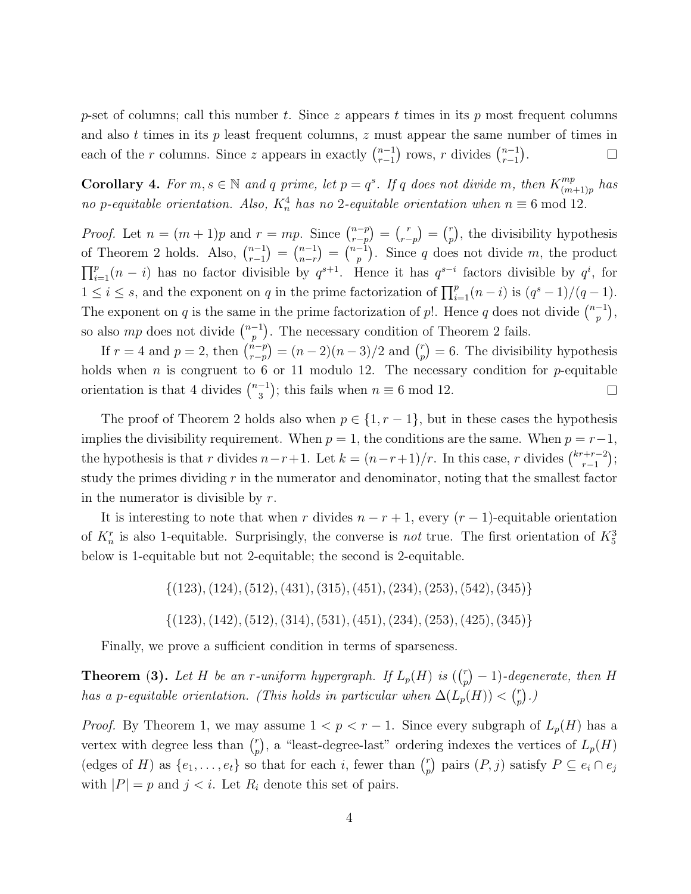$p$-set of columns; call this number $t$. Since $z$ appears $t$ times in its $p$ most frequent columns and also $t$ times in its $p$ least frequent columns, $z$ must appear the same number of times in each of the $r$ columns. Since $z$ appears in exactly $\binom{n-1}{r-1}$ rows, $r$ divides $\binom{n-1}{r-1}$. $\square$

**Corollary 4.** *For $m, s \in \mathbb{N}$ and $q$ prime, let $p = q^s$. If $q$ does not divide $m$, then $K_{(m+1)p}^{mp}$ has no $p$-equitable orientation. Also, $K_n^4$ has no 2-equitable orientation when $n \equiv 6 \bmod 12$.*

*Proof.* Let $n = (m+1)p$ and $r = mp$. Since $\binom{n-p}{r-p} = \binom{r}{r-p} = \binom{r}{p}$, the divisibility hypothesis of Theorem 2 holds. Also, $\binom{n-1}{r-1} = \binom{n-1}{n-r} = \binom{n-1}{p}$. Since $q$ does not divide $m$, the product $\prod_{i=1}^{p}(n-i)$ has no factor divisible by $q^{s+1}$. Hence it has $q^{s-i}$ factors divisible by $q^i$, for $1 \le i \le s$, and the exponent on $q$ in the prime factorization of $\prod_{i=1}^{p}(n-i)$ is $(q^s-1)/(q-1)$. The exponent on $q$ is the same in the prime factorization of $p!$. Hence $q$ does not divide $\binom{n-1}{p}$, so also $mp$ does not divide $\binom{n-1}{p}$. The necessary condition of Theorem 2 fails.

If $r = 4$ and $p = 2$, then $\binom{n-p}{r-p} = (n-2)(n-3)/2$ and $\binom{r}{p} = 6$. The divisibility hypothesis holds when $n$ is congruent to 6 or 11 modulo 12. The necessary condition for $p$-equitable orientation is that 4 divides $\binom{n-1}{3}$; this fails when $n \equiv 6 \bmod 12$. $\square$

The proof of Theorem 2 holds also when $p \in \{1, r-1\}$, but in these cases the hypothesis implies the divisibility requirement. When $p = 1$, the conditions are the same. When $p = r-1$, the hypothesis is that $r$ divides $n-r+1$. Let $k = (n-r+1)/r$. In this case, $r$ divides $\binom{kr+r-2}{r-1}$; study the primes dividing $r$ in the numerator and denominator, noting that the smallest factor in the numerator is divisible by $r$.

It is interesting to note that when $r$ divides $n-r+1$, every $(r-1)$-equitable orientation of $K_n^r$ is also 1-equitable. Surprisingly, the converse is *not* true. The first orientation of $K_5^3$ below is 1-equitable but not 2-equitable; the second is 2-equitable.

$$\{(123), (124), (512), (431), (315), (451), (234), (253), (542), (345)\}$$

$$\{(123), (142), (512), (314), (531), (451), (234), (253), (425), (345)\}$$

Finally, we prove a sufficient condition in terms of sparseness.

**Theorem (3).** *Let $H$ be an $r$-uniform hypergraph. If $L_p(H)$ is $(\binom{r}{p}-1)$-degenerate, then $H$ has a $p$-equitable orientation. (This holds in particular when $\Delta(L_p(H)) < \binom{r}{p}$.)*

*Proof.* By Theorem 1, we may assume $1 < p < r-1$. Since every subgraph of $L_p(H)$ has a vertex with degree less than $\binom{r}{p}$, a "least-degree-last" ordering indexes the vertices of $L_p(H)$ (edges of $H$) as $\{e_1, \ldots, e_t\}$ so that for each $i$, fewer than $\binom{r}{p}$ pairs $(P, j)$ satisfy $P \subseteq e_i \cap e_j$ with $|P| = p$ and $j < i$. Let $R_i$ denote this set of pairs.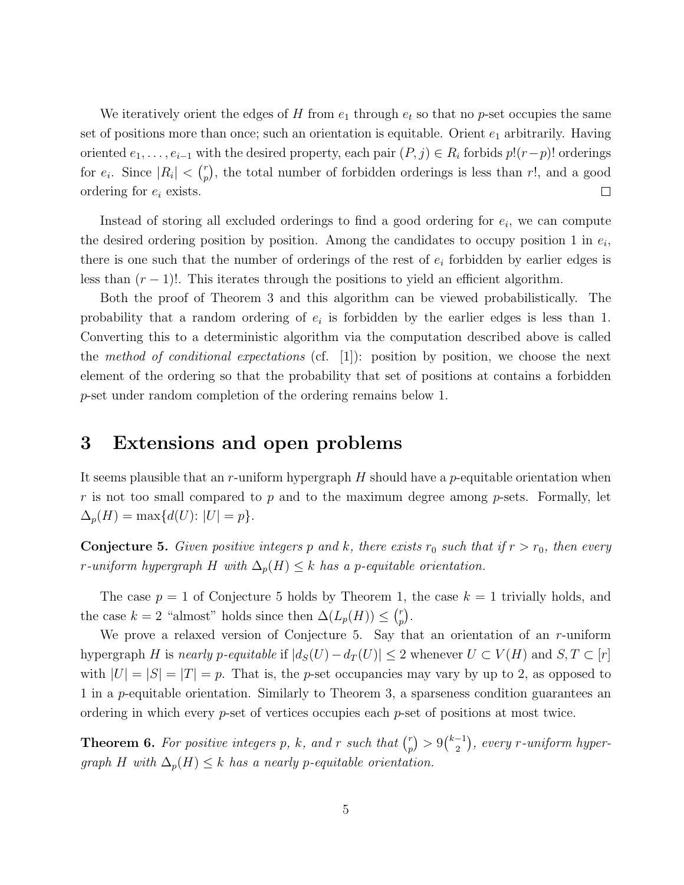We iteratively orient the edges of $H$ from $e_1$ through $e_t$ so that no $p$-set occupies the same set of positions more than once; such an orientation is equitable. Orient $e_1$ arbitrarily. Having oriented $e_1, \ldots, e_{i-1}$ with the desired property, each pair $(P, j) \in R_i$ forbids $p!(r-p)!$ orderings for $e_i$. Since $|R_i| < \binom{r}{p}$, the total number of forbidden orderings is less than $r!$, and a good ordering for $e_i$ exists. □

Instead of storing all excluded orderings to find a good ordering for $e_i$, we can compute the desired ordering position by position. Among the candidates to occupy position 1 in $e_i$, there is one such that the number of orderings of the rest of $e_i$ forbidden by earlier edges is less than $(r-1)!$. This iterates through the positions to yield an efficient algorithm.

Both the proof of Theorem 3 and this algorithm can be viewed probabilistically. The probability that a random ordering of $e_i$ is forbidden by the earlier edges is less than 1. Converting this to a deterministic algorithm via the computation described above is called the *method of conditional expectations* (cf. [1]): position by position, we choose the next element of the ordering so that the probability that set of positions at contains a forbidden $p$-set under random completion of the ordering remains below 1.

# 3 Extensions and open problems

It seems plausible that an $r$-uniform hypergraph $H$ should have a $p$-equitable orientation when $r$ is not too small compared to $p$ and to the maximum degree among $p$-sets. Formally, let $\Delta_p(H) = \max\{d(U) \colon |U| = p\}$.

**Conjecture 5.** *Given positive integers $p$ and $k$, there exists $r_0$ such that if $r > r_0$, then every $r$-uniform hypergraph $H$ with $\Delta_p(H) \le k$ has a $p$-equitable orientation.*

The case $p = 1$ of Conjecture 5 holds by Theorem 1, the case $k = 1$ trivially holds, and the case $k = 2$ "almost" holds since then $\Delta(L_p(H)) \le \binom{r}{p}$.

We prove a relaxed version of Conjecture 5. Say that an orientation of an $r$-uniform hypergraph $H$ is *nearly $p$-equitable* if $|d_S(U) - d_T(U)| \le 2$ whenever $U \subset V(H)$ and $S, T \subset [r]$ with $|U| = |S| = |T| = p$. That is, the $p$-set occupancies may vary by up to 2, as opposed to 1 in a $p$-equitable orientation. Similarly to Theorem 3, a sparseness condition guarantees an ordering in which every $p$-set of vertices occupies each $p$-set of positions at most twice.

**Theorem 6.** *For positive integers $p$, $k$, and $r$ such that $\binom{r}{p} > 9\binom{k-1}{2}$, every $r$-uniform hypergraph $H$ with $\Delta_p(H) \le k$ has a nearly $p$-equitable orientation.*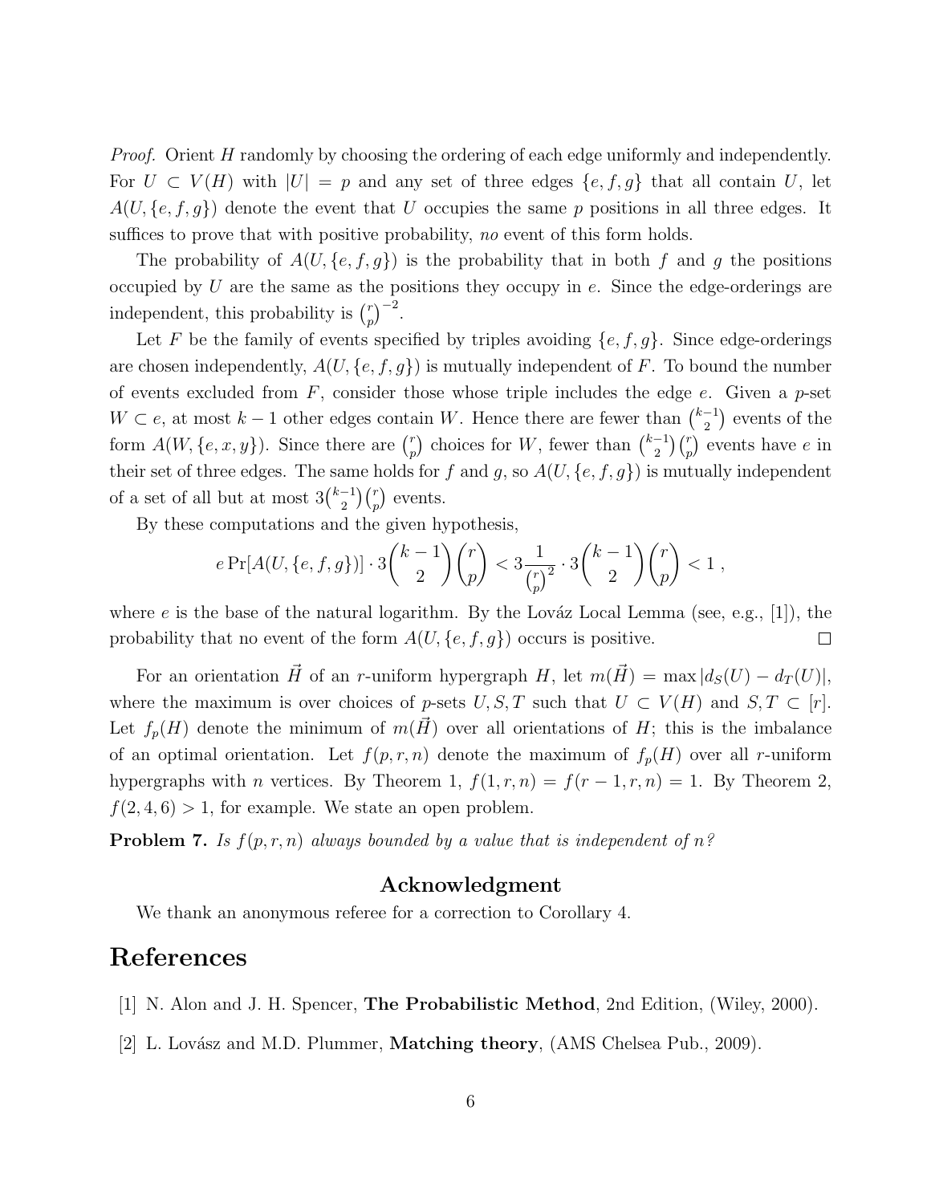*Proof.* Orient $H$ randomly by choosing the ordering of each edge uniformly and independently. For $U \subset V(H)$ with $|U| = p$ and any set of three edges $\{e, f, g\}$ that all contain $U$, let $A(U, \{e, f, g\})$ denote the event that $U$ occupies the same $p$ positions in all three edges. It suffices to prove that with positive probability, *no* event of this form holds.

The probability of $A(U, \{e, f, g\})$ is the probability that in both $f$ and $g$ the positions occupied by $U$ are the same as the positions they occupy in $e$. Since the edge-orderings are independent, this probability is $\binom{r}{p}^{-2}$.

Let $F$ be the family of events specified by triples avoiding $\{e, f, g\}$. Since edge-orderings are chosen independently, $A(U, \{e, f, g\})$ is mutually independent of $F$. To bound the number of events excluded from $F$, consider those whose triple includes the edge $e$. Given a $p$-set $W \subset e$, at most $k - 1$ other edges contain $W$. Hence there are fewer than $\binom{k-1}{2}$ events of the form $A(W, \{e, x, y\})$. Since there are $\binom{r}{p}$ choices for $W$, fewer than $\binom{k-1}{2}\binom{r}{p}$ events have $e$ in their set of three edges. The same holds for $f$ and $g$, so $A(U, \{e, f, g\})$ is mutually independent of a set of all but at most $3\binom{k-1}{2}\binom{r}{p}$ events.

By these computations and the given hypothesis,

$$e \Pr[A(U, \{e, f, g\})] \cdot 3\binom{k-1}{2}\binom{r}{p} < 3\frac{1}{\binom{r}{p}^2} \cdot 3\binom{k-1}{2}\binom{r}{p} < 1\ ,$$

where $e$ is the base of the natural logarithm. By the Lováz Local Lemma (see, e.g., [1]), the probability that no event of the form $A(U, \{e, f, g\})$ occurs is positive. □

For an orientation $\vec{H}$ of an $r$-uniform hypergraph $H$, let $m(\vec{H}) = \max |d_S(U) - d_T(U)|$, where the maximum is over choices of $p$-sets $U, S, T$ such that $U \subset V(H)$ and $S, T \subset [r]$. Let $f_p(H)$ denote the minimum of $m(\vec{H})$ over all orientations of $H$; this is the imbalance of an optimal orientation. Let $f(p, r, n)$ denote the maximum of $f_p(H)$ over all $r$-uniform hypergraphs with $n$ vertices. By Theorem 1, $f(1, r, n) = f(r - 1, r, n) = 1$. By Theorem 2, $f(2, 4, 6) > 1$, for example. We state an open problem.

**Problem 7.** *Is $f(p, r, n)$ always bounded by a value that is independent of $n$?*

### Acknowledgment

We thank an anonymous referee for a correction to Corollary 4.

## References

[1] N. Alon and J. H. Spencer, **The Probabilistic Method**, 2nd Edition, (Wiley, 2000).

[2] L. Lovász and M.D. Plummer, **Matching theory**, (AMS Chelsea Pub., 2009).